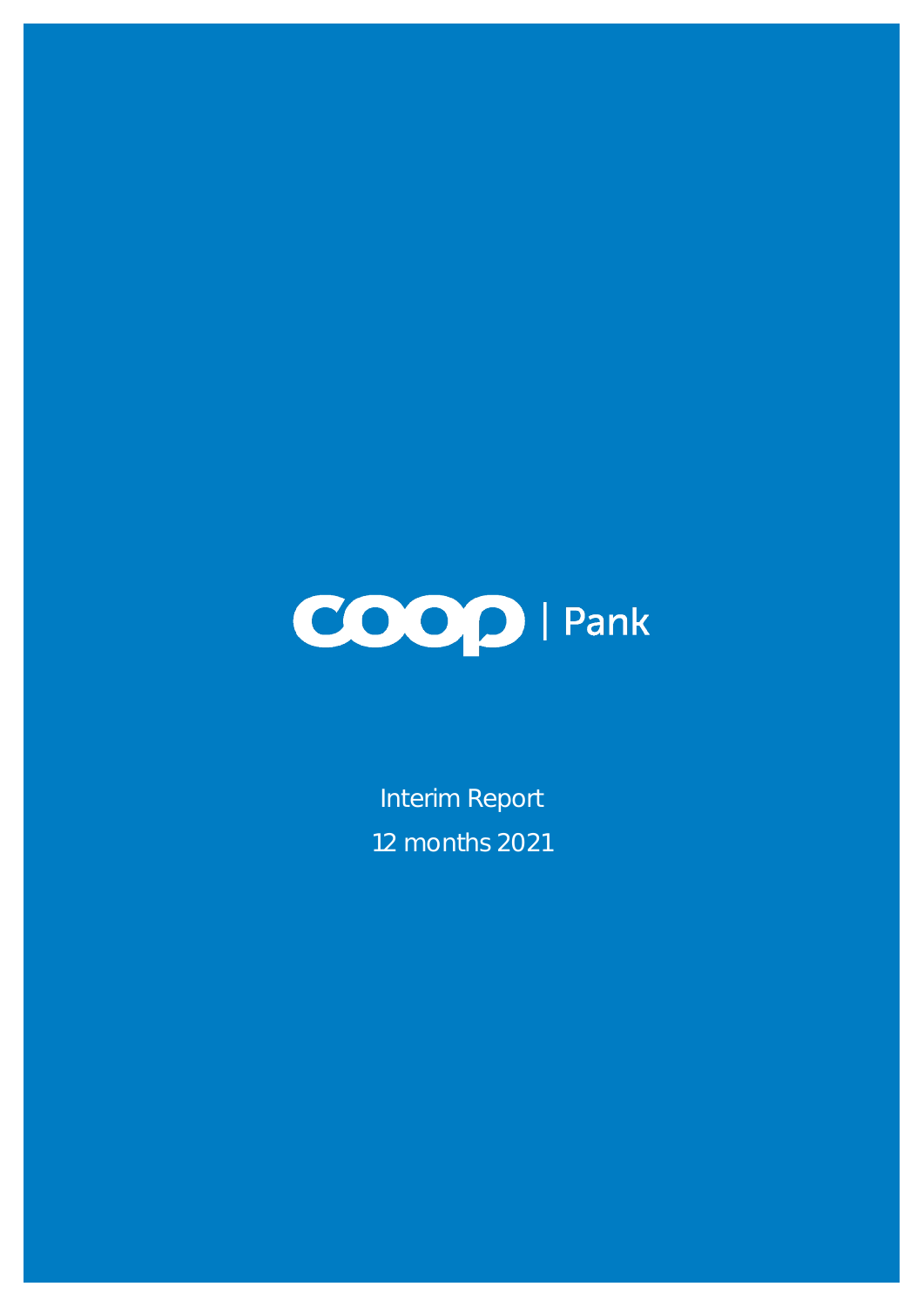coop | Pank

Interim Report

12 months 2021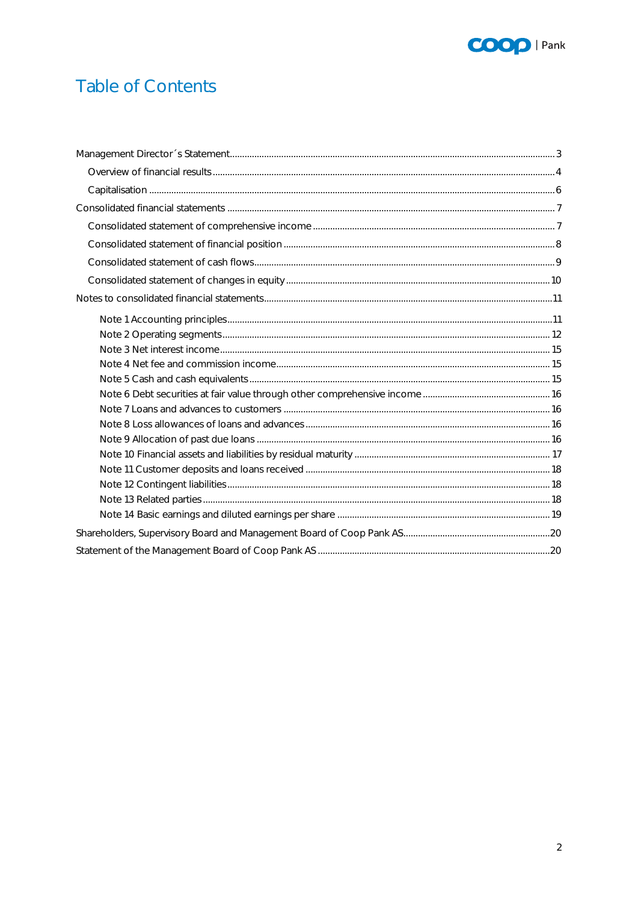# Table of Contents

Management Director´s Statement ........ 3

- Overview of financial results ........ 4
- Capitalisation ........ 6

Consolidated financial statements ........ 7

- Consolidated statement of comprehensive income ........ 7
- Consolidated statement of financial position ........ 8
- Consolidated statement of cash flows ........ 9
- Consolidated statement of changes in equity ........ 10

Notes to consolidated financial statements ........ 11

- Note 1 Accounting principles ........ 11
- Note 2 Operating segments ........ 12
- Note 3 Net interest income ........ 15
- Note 4 Net fee and commission income ........ 15
- Note 5 Cash and cash equivalents ........ 15
- Note 6 Debt securities at fair value through other comprehensive income ........ 16
- Note 7 Loans and advances to customers ........ 16
- Note 8 Loss allowances of loans and advances ........ 16
- Note 9 Allocation of past due loans ........ 16
- Note 10 Financial assets and liabilities by residual maturity ........ 17
- Note 11 Customer deposits and loans received ........ 18
- Note 12 Contingent liabilities ........ 18
- Note 13 Related parties ........ 18
- Note 14 Basic earnings and diluted earnings per share ........ 19

Shareholders, Supervisory Board and Management Board of Coop Pank AS ........ 20

Statement of the Management Board of Coop Pank AS ........ 20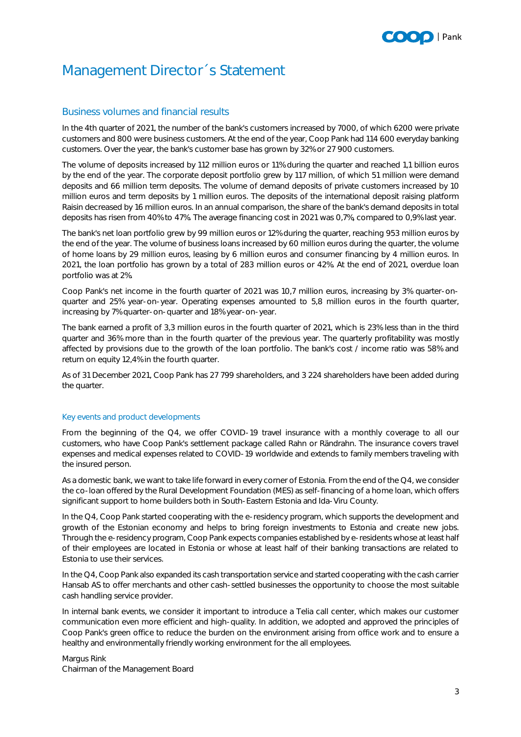# Management Director´s Statement

## Business volumes and financial results

In the 4th quarter of 2021, the number of the bank's customers increased by 7000, of which 6200 were private customers and 800 were business customers. At the end of the year, Coop Pank had 114 600 everyday banking customers. Over the year, the bank's customer base has grown by 32% or 27 900 customers.

The volume of deposits increased by 112 million euros or 11% during the quarter and reached 1,1 billion euros by the end of the year. The corporate deposit portfolio grew by 117 million, of which 51 million were demand deposits and 66 million term deposits. The volume of demand deposits of private customers increased by 10 million euros and term deposits by 1 million euros. The deposits of the international deposit raising platform Raisin decreased by 16 million euros. In an annual comparison, the share of the bank's demand deposits in total deposits has risen from 40% to 47%. The average financing cost in 2021 was 0,7%, compared to 0,9% last year.

The bank's net loan portfolio grew by 99 million euros or 12% during the quarter, reaching 953 million euros by the end of the year. The volume of business loans increased by 60 million euros during the quarter, the volume of home loans by 29 million euros, leasing by 6 million euros and consumer financing by 4 million euros. In 2021, the loan portfolio has grown by a total of 283 million euros or 42%. At the end of 2021, overdue loan portfolio was at 2%.

Coop Pank's net income in the fourth quarter of 2021 was 10,7 million euros, increasing by 3% quarter-on-quarter and 25% year-on-year. Operating expenses amounted to 5,8 million euros in the fourth quarter, increasing by 7% quarter-on-quarter and 18% year-on-year.

The bank earned a profit of 3,3 million euros in the fourth quarter of 2021, which is 23% less than in the third quarter and 36% more than in the fourth quarter of the previous year. The quarterly profitability was mostly affected by provisions due to the growth of the loan portfolio. The bank's cost / income ratio was 58% and return on equity 12,4% in the fourth quarter.

As of 31 December 2021, Coop Pank has 27 799 shareholders, and 3 224 shareholders have been added during the quarter.

### Key events and product developments

From the beginning of the Q4, we offer COVID-19 travel insurance with a monthly coverage to all our customers, who have Coop Pank's settlement package called Rahn or Rändrahn. The insurance covers travel expenses and medical expenses related to COVID-19 worldwide and extends to family members traveling with the insured person.

As a domestic bank, we want to take life forward in every corner of Estonia. From the end of the Q4, we consider the co-loan offered by the Rural Development Foundation (MES) as self-financing of a home loan, which offers significant support to home builders both in South-Eastern Estonia and Ida-Viru County.

In the Q4, Coop Pank started cooperating with the e-residency program, which supports the development and growth of the Estonian economy and helps to bring foreign investments to Estonia and create new jobs. Through the e-residency program, Coop Pank expects companies established by e-residents whose at least half of their employees are located in Estonia or whose at least half of their banking transactions are related to Estonia to use their services.

In the Q4, Coop Pank also expanded its cash transportation service and started cooperating with the cash carrier Hansab AS to offer merchants and other cash-settled businesses the opportunity to choose the most suitable cash handling service provider.

In internal bank events, we consider it important to introduce a Telia call center, which makes our customer communication even more efficient and high-quality. In addition, we adopted and approved the principles of Coop Pank's green office to reduce the burden on the environment arising from office work and to ensure a healthy and environmentally friendly working environment for the all employees.

Margus Rink
Chairman of the Management Board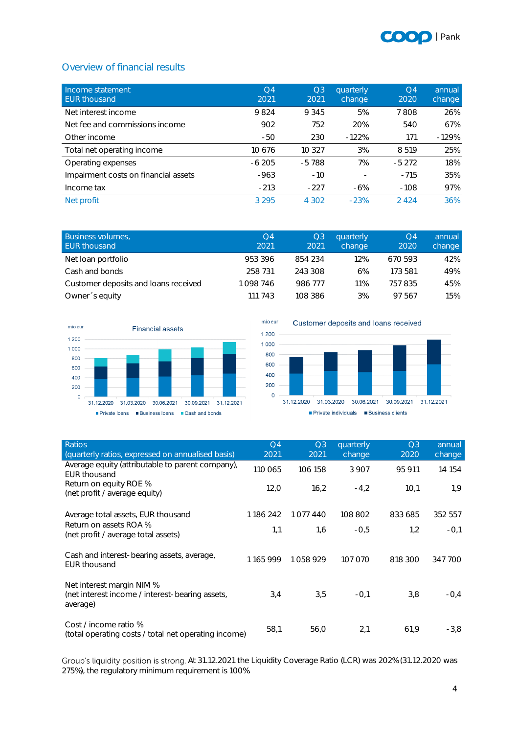## Overview of financial results

| Income statement EUR thousand | Q4 2021 | Q3 2021 | quarterly change | Q4 2020 | annual change |
|---|---|---|---|---|---|
| Net interest income | 9 824 | 9 345 | 5% | 7 808 | 26% |
| Net fee and commissions income | 902 | 752 | 20% | 540 | 67% |
| Other income | -50 | 230 | -122% | 171 | -129% |
| Total net operating income | 10 676 | 10 327 | 3% | 8 519 | 25% |
| Operating expenses | -6 205 | -5 788 | 7% | -5 272 | 18% |
| Impairment costs on financial assets | -963 | -10 | - | -715 | 35% |
| Income tax | -213 | -227 | -6% | -108 | 97% |
| Net profit | 3 295 | 4 302 | -23% | 2 424 | 36% |

| Business volumes, EUR thousand | Q4 2021 | Q3 2021 | quarterly change | Q4 2020 | annual change |
|---|---|---|---|---|---|
| Net loan portfolio | 953 396 | 854 234 | 12% | 670 593 | 42% |
| Cash and bonds | 258 731 | 243 308 | 6% | 173 581 | 49% |
| Customer deposits and loans received | 1 098 746 | 986 777 | 11% | 757 835 | 45% |
| Owner´s equity | 111 743 | 108 386 | 3% | 97 567 | 15% |

| Ratios (quarterly ratios, expressed on annualised basis) | Q4 2021 | Q3 2021 | quarterly change | Q3 2020 | annual change |
|---|---|---|---|---|---|
| Average equity (attributable to parent company), EUR thousand | 110 065 | 106 158 | 3 907 | 95 911 | 14 154 |
| Return on equity ROE % (net profit / average equity) | 12,0 | 16,2 | -4,2 | 10,1 | 1,9 |
| Average total assets, EUR thousand | 1 186 242 | 1 077 440 | 108 802 | 833 685 | 352 557 |
| Return on assets ROA % (net profit / average total assets) | 1,1 | 1,6 | -0,5 | 1,2 | -0,1 |
| Cash and interest-bearing assets, average, EUR thousand | 1 165 999 | 1 058 929 | 107 070 | 818 300 | 347 700 |
| Net interest margin NIM % (net interest income / interest-bearing assets, average) | 3,4 | 3,5 | -0,1 | 3,8 | -0,4 |
| Cost / income ratio % (total operating costs / total net operating income) | 58,1 | 56,0 | 2,1 | 61,9 | -3,8 |

Group's liquidity position is strong. At 31.12.2021 the Liquidity Coverage Ratio (LCR) was 202% (31.12.2020 was 275%), the regulatory minimum requirement is 100%.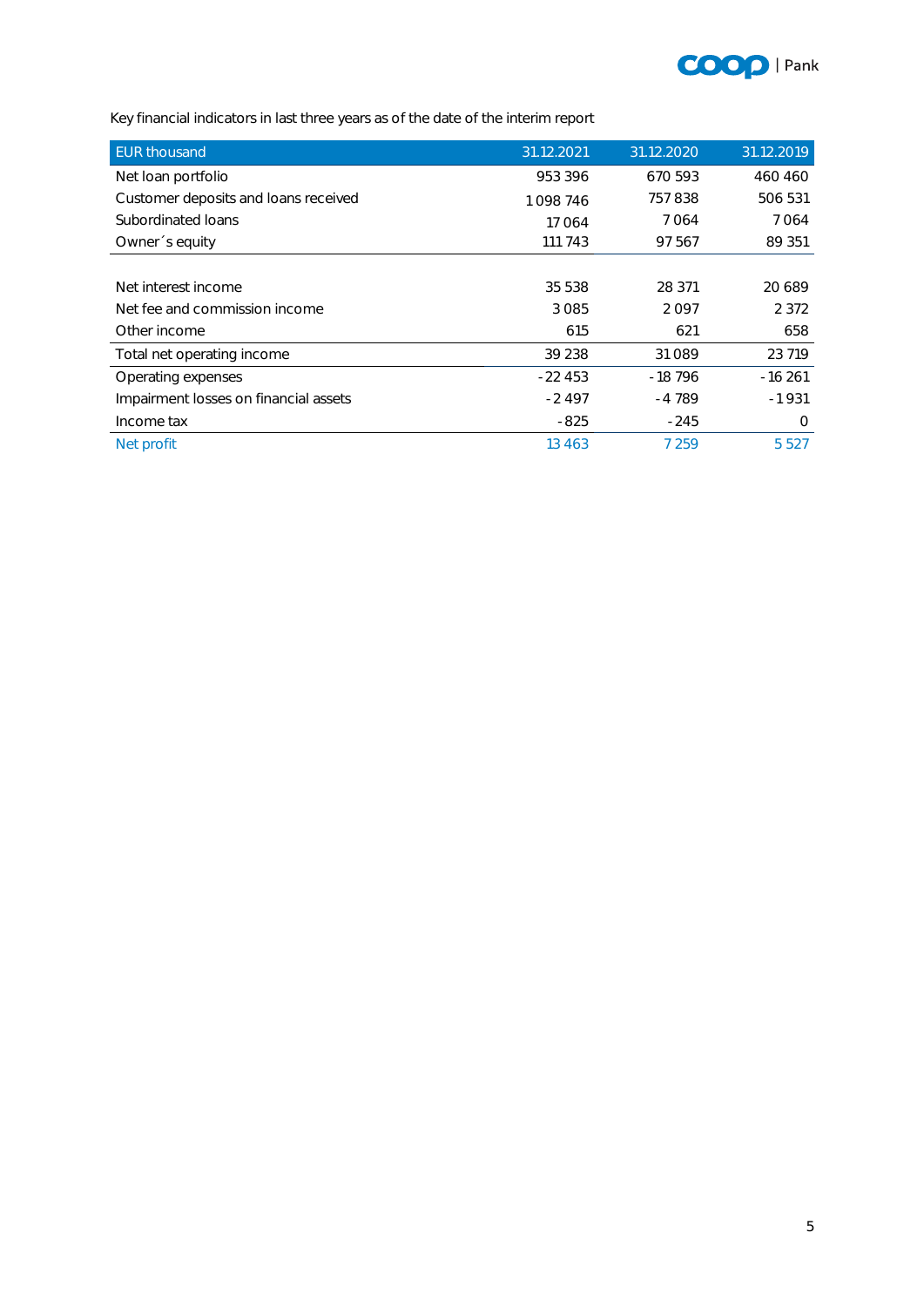Key financial indicators in last three years as of the date of the interim report

| EUR thousand | 31.12.2021 | 31.12.2020 | 31.12.2019 |
|---|---|---|---|
| Net loan portfolio | 953 396 | 670 593 | 460 460 |
| Customer deposits and loans received | 1 098 746 | 757 838 | 506 531 |
| Subordinated loans | 17 064 | 7 064 | 7 064 |
| Owner´s equity | 111 743 | 97 567 | 89 351 |
| | | | |
| Net interest income | 35 538 | 28 371 | 20 689 |
| Net fee and commission income | 3 085 | 2 097 | 2 372 |
| Other income | 615 | 621 | 658 |
| Total net operating income | 39 238 | 31 089 | 23 719 |
| Operating expenses | - 22 453 | - 18 796 | - 16 261 |
| Impairment losses on financial assets | - 2 497 | - 4 789 | - 1 931 |
| Income tax | - 825 | - 245 | 0 |
| Net profit | 13 463 | 7 259 | 5 527 |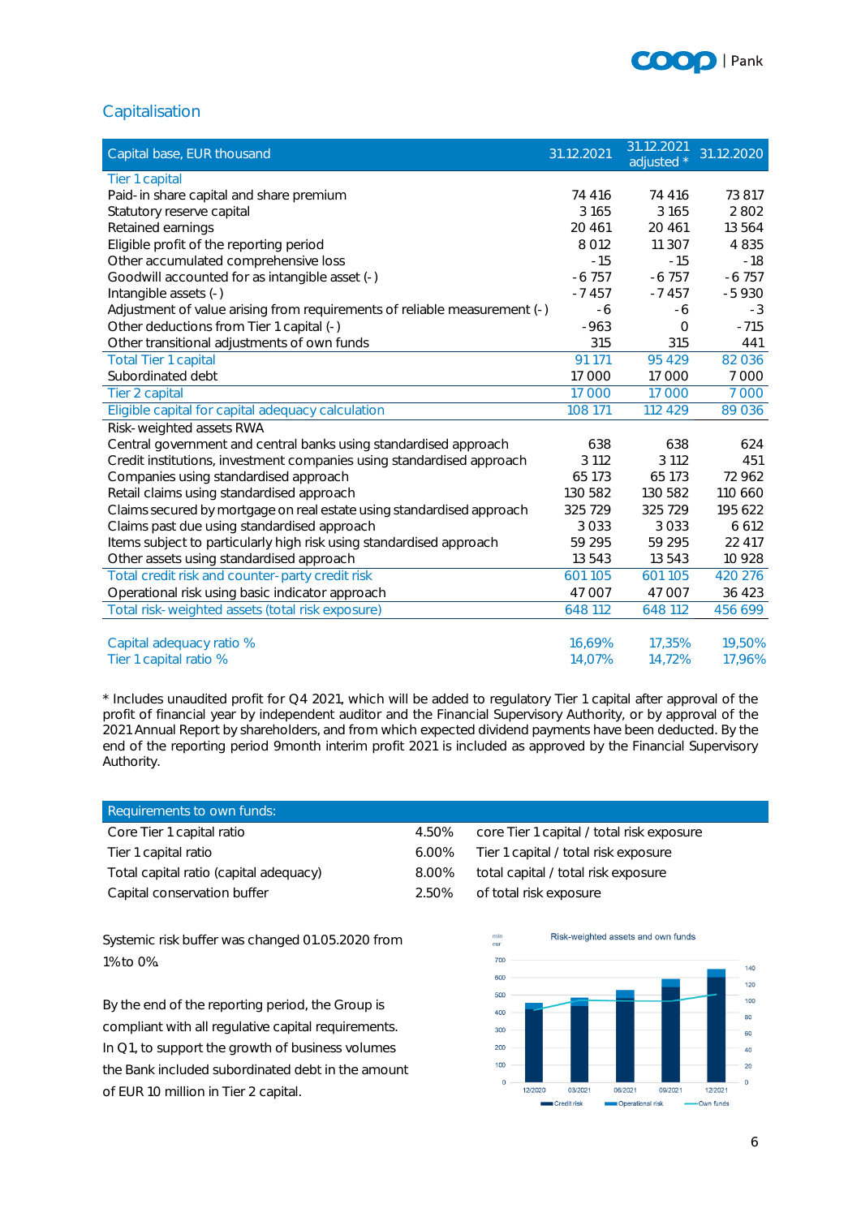## Capitalisation

| Capital base, EUR thousand | 31.12.2021 | 31.12.2021 adjusted * | 31.12.2020 |
|---|---|---|---|
| Tier 1 capital | | | |
| Paid-in share capital and share premium | 74 416 | 74 416 | 73 817 |
| Statutory reserve capital | 3 165 | 3 165 | 2 802 |
| Retained earnings | 20 461 | 20 461 | 13 564 |
| Eligible profit of the reporting period | 8 012 | 11 307 | 4 835 |
| Other accumulated comprehensive loss | -15 | -15 | -18 |
| Goodwill accounted for as intangible asset (-) | -6 757 | -6 757 | -6 757 |
| Intangible assets (-) | -7 457 | -7 457 | -5 930 |
| Adjustment of value arising from requirements of reliable measurement (-) | -6 | -6 | -3 |
| Other deductions from Tier 1 capital (-) | -963 | 0 | -715 |
| Other transitional adjustments of own funds | 315 | 315 | 441 |
| Total Tier 1 capital | 91 171 | 95 429 | 82 036 |
| Subordinated debt | 17 000 | 17 000 | 7 000 |
| Tier 2 capital | 17 000 | 17 000 | 7 000 |
| Eligible capital for capital adequacy calculation | 108 171 | 112 429 | 89 036 |
| Risk-weighted assets RWA | | | |
| Central government and central banks using standardised approach | 638 | 638 | 624 |
| Credit institutions, investment companies using standardised approach | 3 112 | 3 112 | 451 |
| Companies using standardised approach | 65 173 | 65 173 | 72 962 |
| Retail claims using standardised approach | 130 582 | 130 582 | 110 660 |
| Claims secured by mortgage on real estate using standardised approach | 325 729 | 325 729 | 195 622 |
| Claims past due using standardised approach | 3 033 | 3 033 | 6 612 |
| Items subject to particularly high risk using standardised approach | 59 295 | 59 295 | 22 417 |
| Other assets using standardised approach | 13 543 | 13 543 | 10 928 |
| Total credit risk and counter-party credit risk | 601 105 | 601 105 | 420 276 |
| Operational risk using basic indicator approach | 47 007 | 47 007 | 36 423 |
| Total risk-weighted assets (total risk exposure) | 648 112 | 648 112 | 456 699 |
| | | | |
| Capital adequacy ratio % | 16,69% | 17,35% | 19,50% |
| Tier 1 capital ratio % | 14,07% | 14,72% | 17,96% |

\* Includes unaudited profit for Q4 2021, which will be added to regulatory Tier 1 capital after approval of the profit of financial year by independent auditor and the Financial Supervisory Authority, or by approval of the 2021 Annual Report by shareholders, and from which expected dividend payments have been deducted. By the end of the reporting period 9month interim profit 2021 is included as approved by the Financial Supervisory Authority.

| Requirements to own funds: | | |
|---|---|---|
| Core Tier 1 capital ratio | 4.50% | core Tier 1 capital / total risk exposure |
| Tier 1 capital ratio | 6.00% | Tier 1 capital / total risk exposure |
| Total capital ratio (capital adequacy) | 8.00% | total capital / total risk exposure |
| Capital conservation buffer | 2.50% | of total risk exposure |

Systemic risk buffer was changed 01.05.2020 from 1% to 0%.

By the end of the reporting period, the Group is compliant with all regulative capital requirements. In Q1, to support the growth of business volumes the Bank included subordinated debt in the amount of EUR 10 million in Tier 2 capital.

Risk-weighted assets and own funds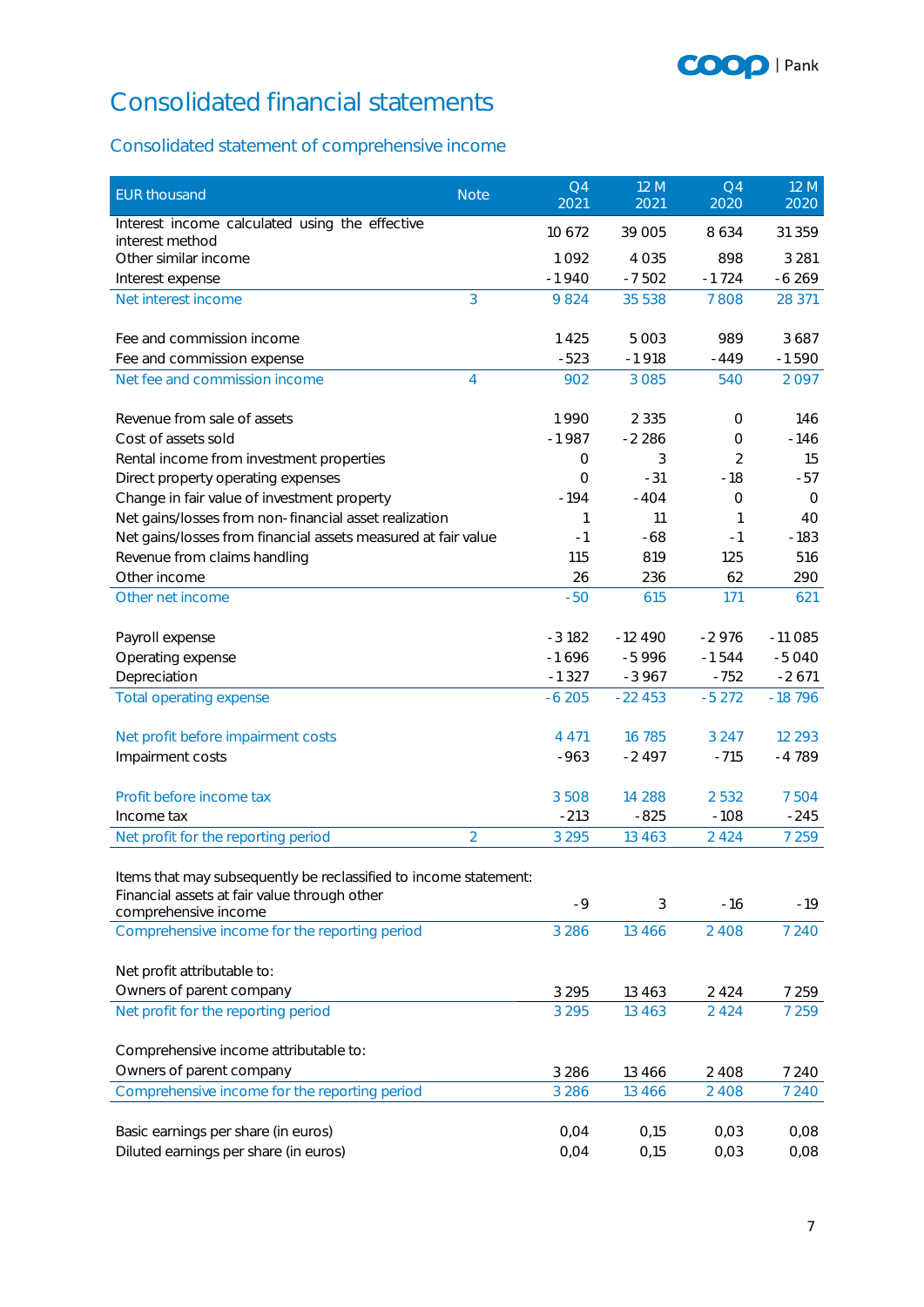# Consolidated financial statements

## Consolidated statement of comprehensive income

| EUR thousand | Note | Q4 2021 | 12 M 2021 | Q4 2020 | 12 M 2020 |
|---|---|---|---|---|---|
| Interest income calculated using the effective interest method | | 10 672 | 39 005 | 8 634 | 31 359 |
| Other similar income | | 1 092 | 4 035 | 898 | 3 281 |
| Interest expense | | -1 940 | -7 502 | -1 724 | -6 269 |
| Net interest income | 3 | 9 824 | 35 538 | 7 808 | 28 371 |
| | | | | | |
| Fee and commission income | | 1 425 | 5 003 | 989 | 3 687 |
| Fee and commission expense | | -523 | -1 918 | -449 | -1 590 |
| Net fee and commission income | 4 | 902 | 3 085 | 540 | 2 097 |
| | | | | | |
| Revenue from sale of assets | | 1 990 | 2 335 | 0 | 146 |
| Cost of assets sold | | -1 987 | -2 286 | 0 | -146 |
| Rental income from investment properties | | 0 | 3 | 2 | 15 |
| Direct property operating expenses | | 0 | -31 | -18 | -57 |
| Change in fair value of investment property | | -194 | -404 | 0 | 0 |
| Net gains/losses from non-financial asset realization | | 1 | 11 | 1 | 40 |
| Net gains/losses from financial assets measured at fair value | | -1 | -68 | -1 | -183 |
| Revenue from claims handling | | 115 | 819 | 125 | 516 |
| Other income | | 26 | 236 | 62 | 290 |
| Other net income | | -50 | 615 | 171 | 621 |
| | | | | | |
| Payroll expense | | -3 182 | -12 490 | -2 976 | -11 085 |
| Operating expense | | -1 696 | -5 996 | -1 544 | -5 040 |
| Depreciation | | -1 327 | -3 967 | -752 | -2 671 |
| Total operating expense | | -6 205 | -22 453 | -5 272 | -18 796 |
| | | | | | |
| Net profit before impairment costs | | 4 471 | 16 785 | 3 247 | 12 293 |
| Impairment costs | | -963 | -2 497 | -715 | -4 789 |
| | | | | | |
| Profit before income tax | | 3 508 | 14 288 | 2 532 | 7 504 |
| Income tax | | -213 | -825 | -108 | -245 |
| Net profit for the reporting period | 2 | 3 295 | 13 463 | 2 424 | 7 259 |
| | | | | | |
| Items that may subsequently be reclassified to income statement: | | | | | |
| Financial assets at fair value through other comprehensive income | | -9 | 3 | -16 | -19 |
| Comprehensive income for the reporting period | | 3 286 | 13 466 | 2 408 | 7 240 |
| | | | | | |
| Net profit attributable to: | | | | | |
| Owners of parent company | | 3 295 | 13 463 | 2 424 | 7 259 |
| Net profit for the reporting period | | 3 295 | 13 463 | 2 424 | 7 259 |
| | | | | | |
| Comprehensive income attributable to: | | | | | |
| Owners of parent company | | 3 286 | 13 466 | 2 408 | 7 240 |
| Comprehensive income for the reporting period | | 3 286 | 13 466 | 2 408 | 7 240 |
| | | | | | |
| Basic earnings per share (in euros) | | 0,04 | 0,15 | 0,03 | 0,08 |
| Diluted earnings per share (in euros) | | 0,04 | 0,15 | 0,03 | 0,08 |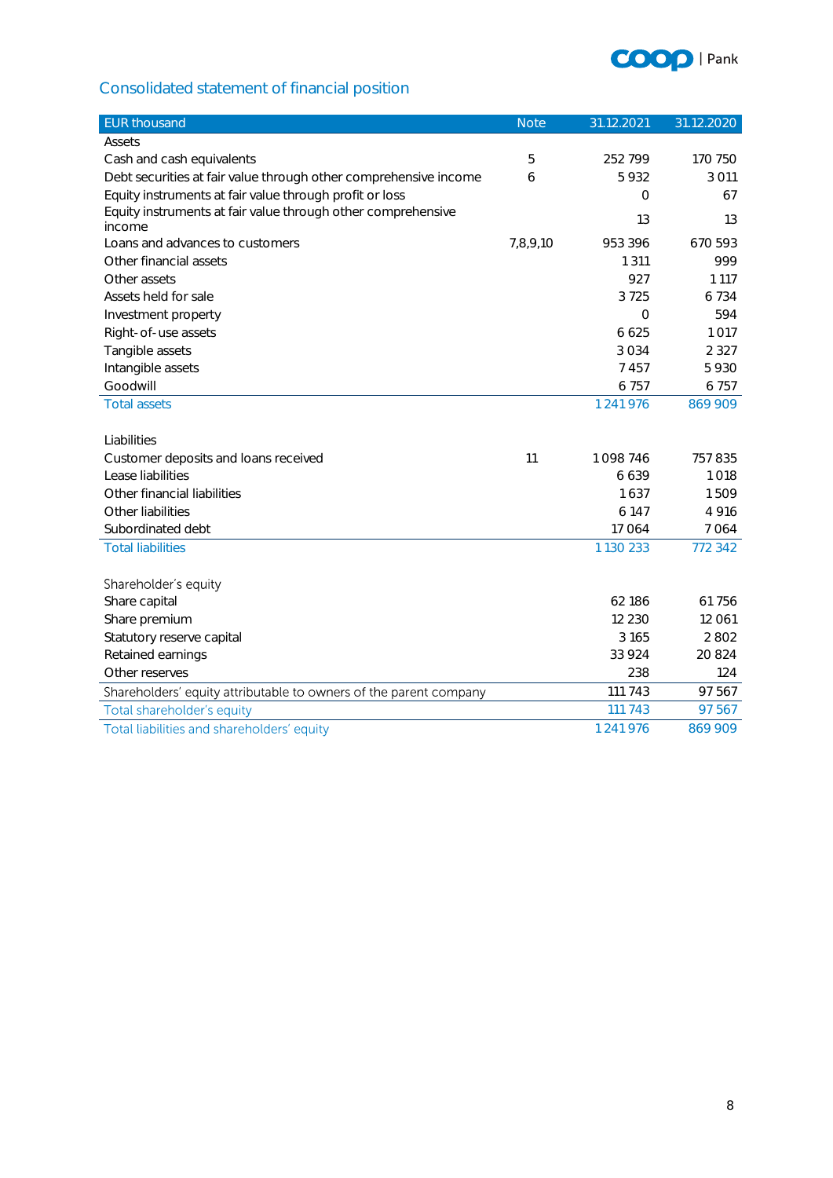## Consolidated statement of financial position

| EUR thousand | Note | 31.12.2021 | 31.12.2020 |
|---|---|---|---|
| Assets | | | |
| Cash and cash equivalents | 5 | 252 799 | 170 750 |
| Debt securities at fair value through other comprehensive income | 6 | 5 932 | 3 011 |
| Equity instruments at fair value through profit or loss | | 0 | 67 |
| Equity instruments at fair value through other comprehensive income | | 13 | 13 |
| Loans and advances to customers | 7,8,9,10 | 953 396 | 670 593 |
| Other financial assets | | 1 311 | 999 |
| Other assets | | 927 | 1 117 |
| Assets held for sale | | 3 725 | 6 734 |
| Investment property | | 0 | 594 |
| Right-of-use assets | | 6 625 | 1 017 |
| Tangible assets | | 3 034 | 2 327 |
| Intangible assets | | 7 457 | 5 930 |
| Goodwill | | 6 757 | 6 757 |
| Total assets | | 1 241 976 | 869 909 |
| | | | |
| Liabilities | | | |
| Customer deposits and loans received | 11 | 1 098 746 | 757 835 |
| Lease liabilities | | 6 639 | 1 018 |
| Other financial liabilities | | 1 637 | 1 509 |
| Other liabilities | | 6 147 | 4 916 |
| Subordinated debt | | 17 064 | 7 064 |
| Total liabilities | | 1 130 233 | 772 342 |
| | | | |
| Shareholder's equity | | | |
| Share capital | | 62 186 | 61 756 |
| Share premium | | 12 230 | 12 061 |
| Statutory reserve capital | | 3 165 | 2 802 |
| Retained earnings | | 33 924 | 20 824 |
| Other reserves | | 238 | 124 |
| Shareholders' equity attributable to owners of the parent company | | 111 743 | 97 567 |
| Total shareholder's equity | | 111 743 | 97 567 |
| Total liabilities and shareholders' equity | | 1 241 976 | 869 909 |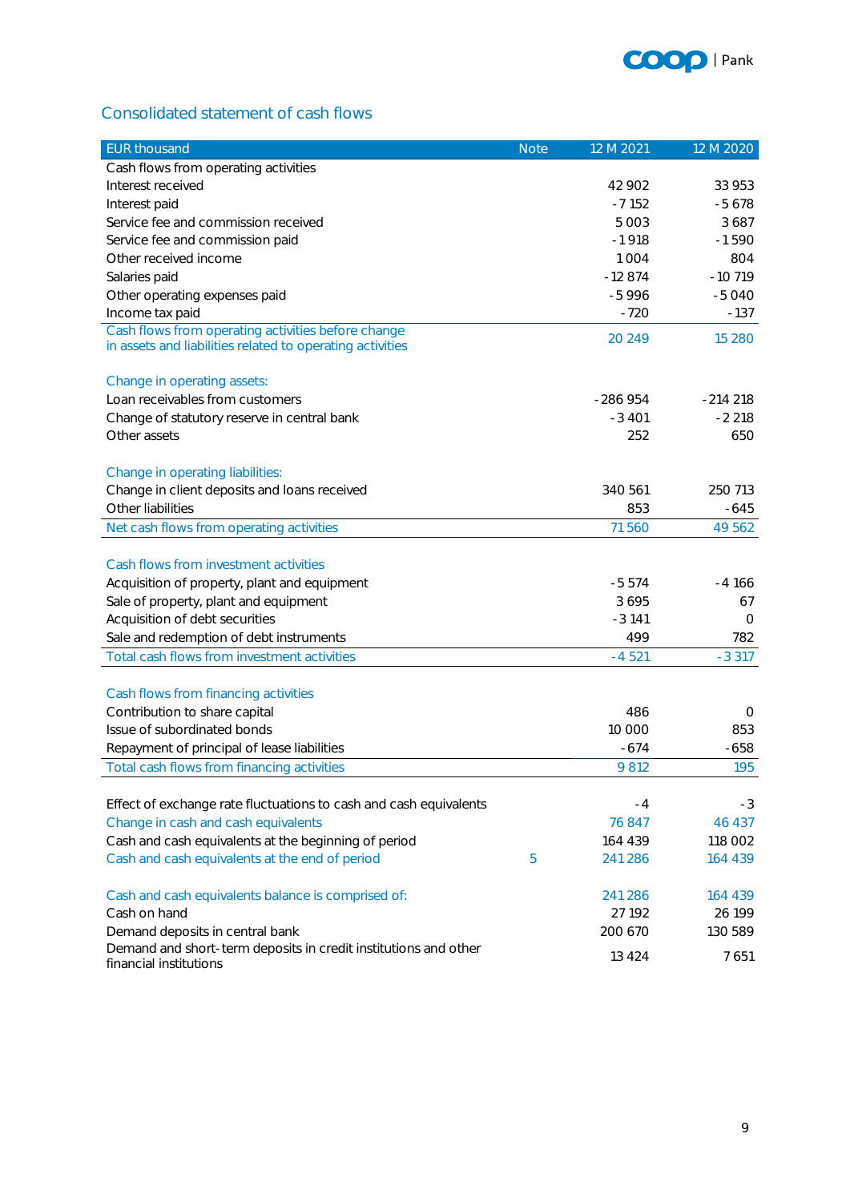## Consolidated statement of cash flows

| EUR thousand | Note | 12 M 2021 | 12 M 2020 |
|---|---|---|---|
| Cash flows from operating activities | | | |
| Interest received | | 42 902 | 33 953 |
| Interest paid | | -7 152 | -5 678 |
| Service fee and commission received | | 5 003 | 3 687 |
| Service fee and commission paid | | -1 918 | -1 590 |
| Other received income | | 1 004 | 804 |
| Salaries paid | | -12 874 | -10 719 |
| Other operating expenses paid | | -5 996 | -5 040 |
| Income tax paid | | -720 | -137 |
| Cash flows from operating activities before change in assets and liabilities related to operating activities | | 20 249 | 15 280 |
| | | | |
| Change in operating assets: | | | |
| Loan receivables from customers | | -286 954 | -214 218 |
| Change of statutory reserve in central bank | | -3 401 | -2 218 |
| Other assets | | 252 | 650 |
| | | | |
| Change in operating liabilities: | | | |
| Change in client deposits and loans received | | 340 561 | 250 713 |
| Other liabilities | | 853 | -645 |
| Net cash flows from operating activities | | 71 560 | 49 562 |
| | | | |
| Cash flows from investment activities | | | |
| Acquisition of property, plant and equipment | | -5 574 | -4 166 |
| Sale of property, plant and equipment | | 3 695 | 67 |
| Acquisition of debt securities | | -3 141 | 0 |
| Sale and redemption of debt instruments | | 499 | 782 |
| Total cash flows from investment activities | | -4 521 | -3 317 |
| | | | |
| Cash flows from financing activities | | | |
| Contribution to share capital | | 486 | 0 |
| Issue of subordinated bonds | | 10 000 | 853 |
| Repayment of principal of lease liabilities | | -674 | -658 |
| Total cash flows from financing activities | | 9 812 | 195 |
| | | | |
| Effect of exchange rate fluctuations to cash and cash equivalents | | -4 | -3 |
| Change in cash and cash equivalents | | 76 847 | 46 437 |
| Cash and cash equivalents at the beginning of period | | 164 439 | 118 002 |
| Cash and cash equivalents at the end of period | 5 | 241 286 | 164 439 |
| | | | |
| Cash and cash equivalents balance is comprised of: | | 241 286 | 164 439 |
| Cash on hand | | 27 192 | 26 199 |
| Demand deposits in central bank | | 200 670 | 130 589 |
| Demand and short-term deposits in credit institutions and other financial institutions | | 13 424 | 7 651 |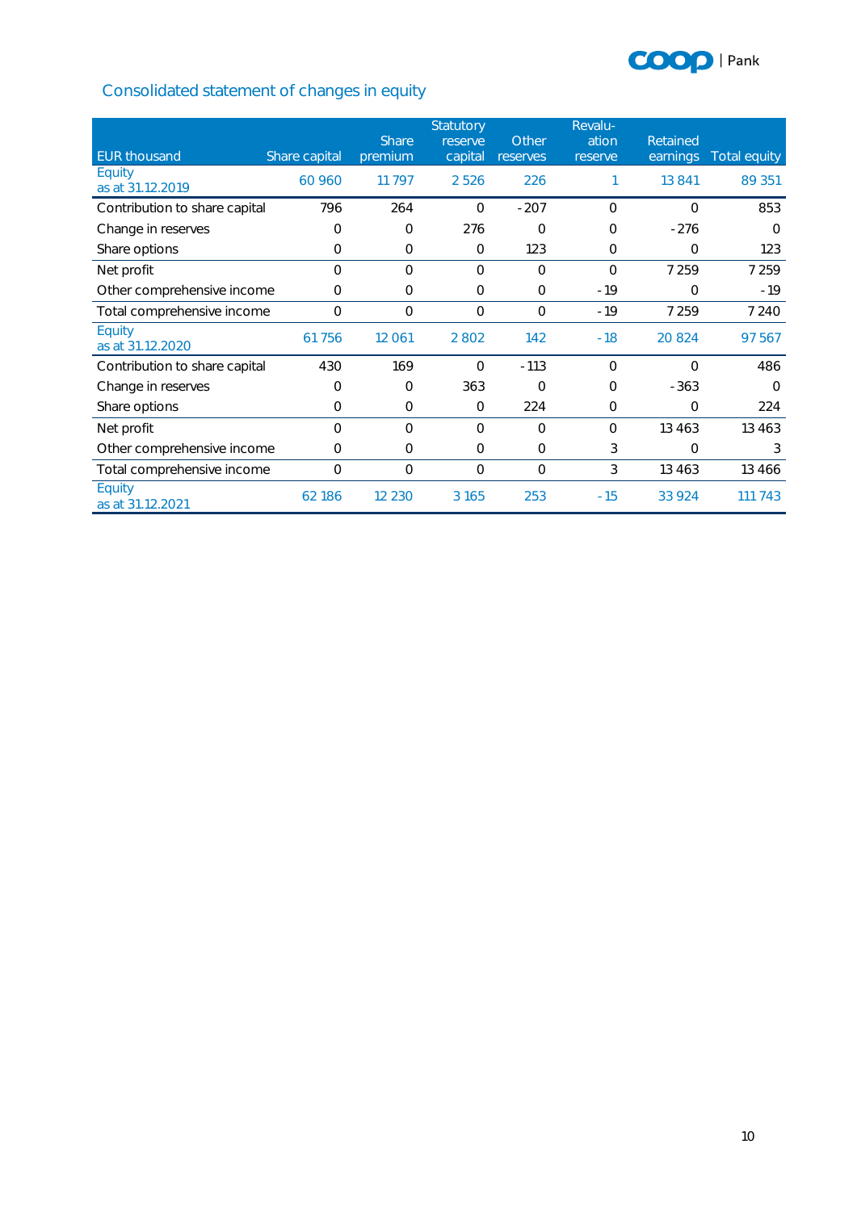## Consolidated statement of changes in equity

| EUR thousand | Share capital | Share premium | Statutory reserve capital | Other reserves | Revaluation reserve | Retained earnings | Total equity |
|---|---|---|---|---|---|---|---|
| Equity as at 31.12.2019 | 60 960 | 11 797 | 2 526 | 226 | 1 | 13 841 | 89 351 |
| Contribution to share capital | 796 | 264 | 0 | - 207 | 0 | 0 | 853 |
| Change in reserves | 0 | 0 | 276 | 0 | 0 | - 276 | 0 |
| Share options | 0 | 0 | 0 | 123 | 0 | 0 | 123 |
| Net profit | 0 | 0 | 0 | 0 | 0 | 7 259 | 7 259 |
| Other comprehensive income | 0 | 0 | 0 | 0 | - 19 | 0 | - 19 |
| Total comprehensive income | 0 | 0 | 0 | 0 | - 19 | 7 259 | 7 240 |
| Equity as at 31.12.2020 | 61 756 | 12 061 | 2 802 | 142 | - 18 | 20 824 | 97 567 |
| Contribution to share capital | 430 | 169 | 0 | - 113 | 0 | 0 | 486 |
| Change in reserves | 0 | 0 | 363 | 0 | 0 | - 363 | 0 |
| Share options | 0 | 0 | 0 | 224 | 0 | 0 | 224 |
| Net profit | 0 | 0 | 0 | 0 | 0 | 13 463 | 13 463 |
| Other comprehensive income | 0 | 0 | 0 | 0 | 3 | 0 | 3 |
| Total comprehensive income | 0 | 0 | 0 | 0 | 3 | 13 463 | 13 466 |
| Equity as at 31.12.2021 | 62 186 | 12 230 | 3 165 | 253 | - 15 | 33 924 | 111 743 |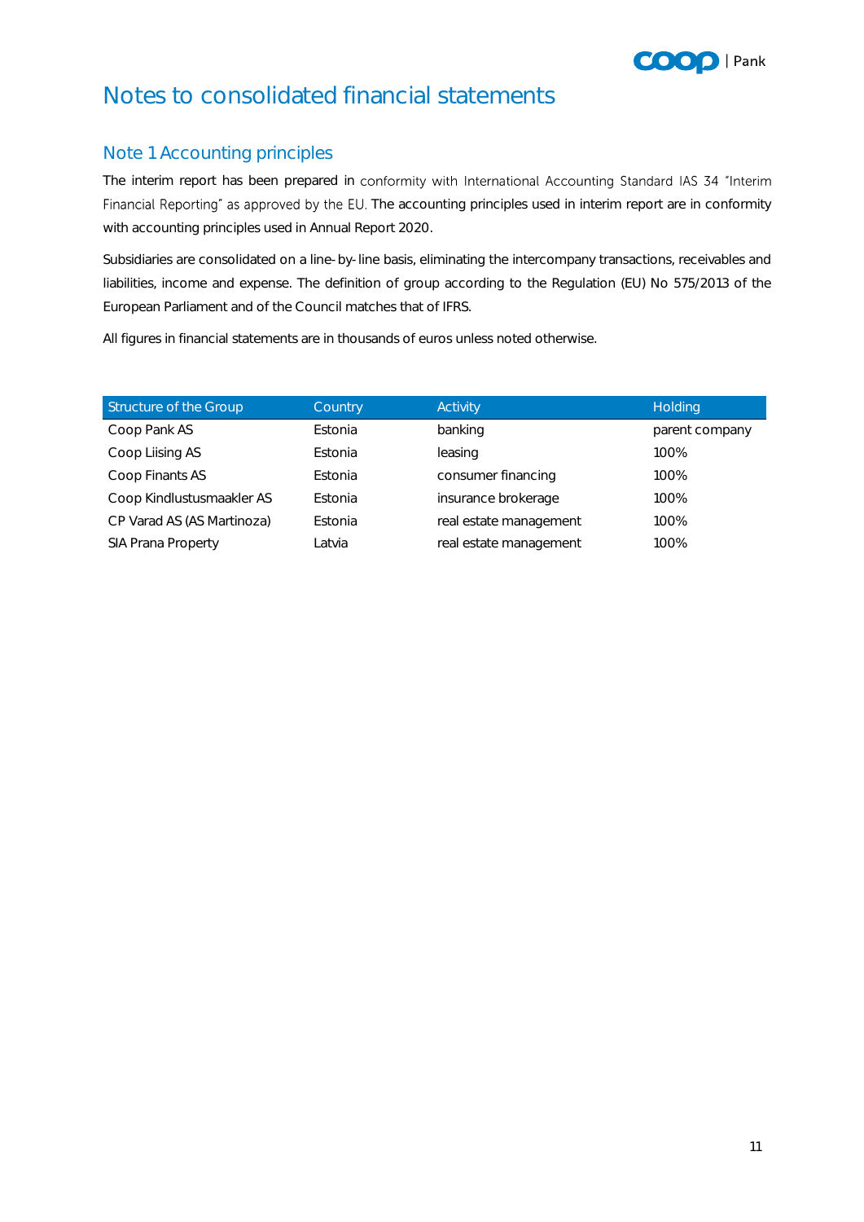# Notes to consolidated financial statements

## Note 1 Accounting principles

The interim report has been prepared in conformity with International Accounting Standard IAS 34 "Interim Financial Reporting" as approved by the EU. The accounting principles used in interim report are in conformity with accounting principles used in Annual Report 2020.

Subsidiaries are consolidated on a line-by-line basis, eliminating the intercompany transactions, receivables and liabilities, income and expense. The definition of group according to the Regulation (EU) No 575/2013 of the European Parliament and of the Council matches that of IFRS.

All figures in financial statements are in thousands of euros unless noted otherwise.

| Structure of the Group | Country | Activity | Holding |
|---|---|---|---|
| Coop Pank AS | Estonia | banking | parent company |
| Coop Liising AS | Estonia | leasing | 100% |
| Coop Finants AS | Estonia | consumer financing | 100% |
| Coop Kindlustusmaakler AS | Estonia | insurance brokerage | 100% |
| CP Varad AS (AS Martinoza) | Estonia | real estate management | 100% |
| SIA Prana Property | Latvia | real estate management | 100% |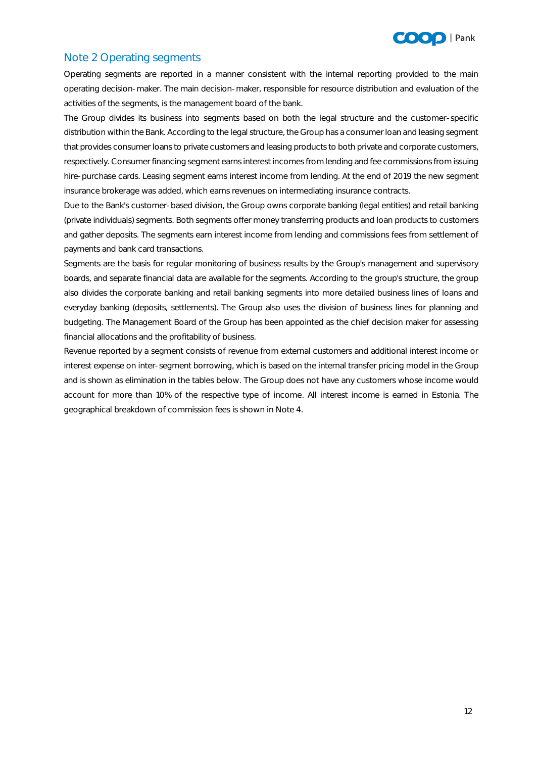## Note 2 Operating segments

Operating segments are reported in a manner consistent with the internal reporting provided to the main operating decision-maker. The main decision-maker, responsible for resource distribution and evaluation of the activities of the segments, is the management board of the bank.

The Group divides its business into segments based on both the legal structure and the customer-specific distribution within the Bank. According to the legal structure, the Group has a consumer loan and leasing segment that provides consumer loans to private customers and leasing products to both private and corporate customers, respectively. Consumer financing segment earns interest incomes from lending and fee commissions from issuing hire-purchase cards. Leasing segment earns interest income from lending. At the end of 2019 the new segment insurance brokerage was added, which earns revenues on intermediating insurance contracts.

Due to the Bank's customer-based division, the Group owns corporate banking (legal entities) and retail banking (private individuals) segments. Both segments offer money transferring products and loan products to customers and gather deposits. The segments earn interest income from lending and commissions fees from settlement of payments and bank card transactions.

Segments are the basis for regular monitoring of business results by the Group's management and supervisory boards, and separate financial data are available for the segments. According to the group's structure, the group also divides the corporate banking and retail banking segments into more detailed business lines of loans and everyday banking (deposits, settlements). The Group also uses the division of business lines for planning and budgeting. The Management Board of the Group has been appointed as the chief decision maker for assessing financial allocations and the profitability of business.

Revenue reported by a segment consists of revenue from external customers and additional interest income or interest expense on inter-segment borrowing, which is based on the internal transfer pricing model in the Group and is shown as elimination in the tables below. The Group does not have any customers whose income would account for more than 10% of the respective type of income. All interest income is earned in Estonia. The geographical breakdown of commission fees is shown in Note 4.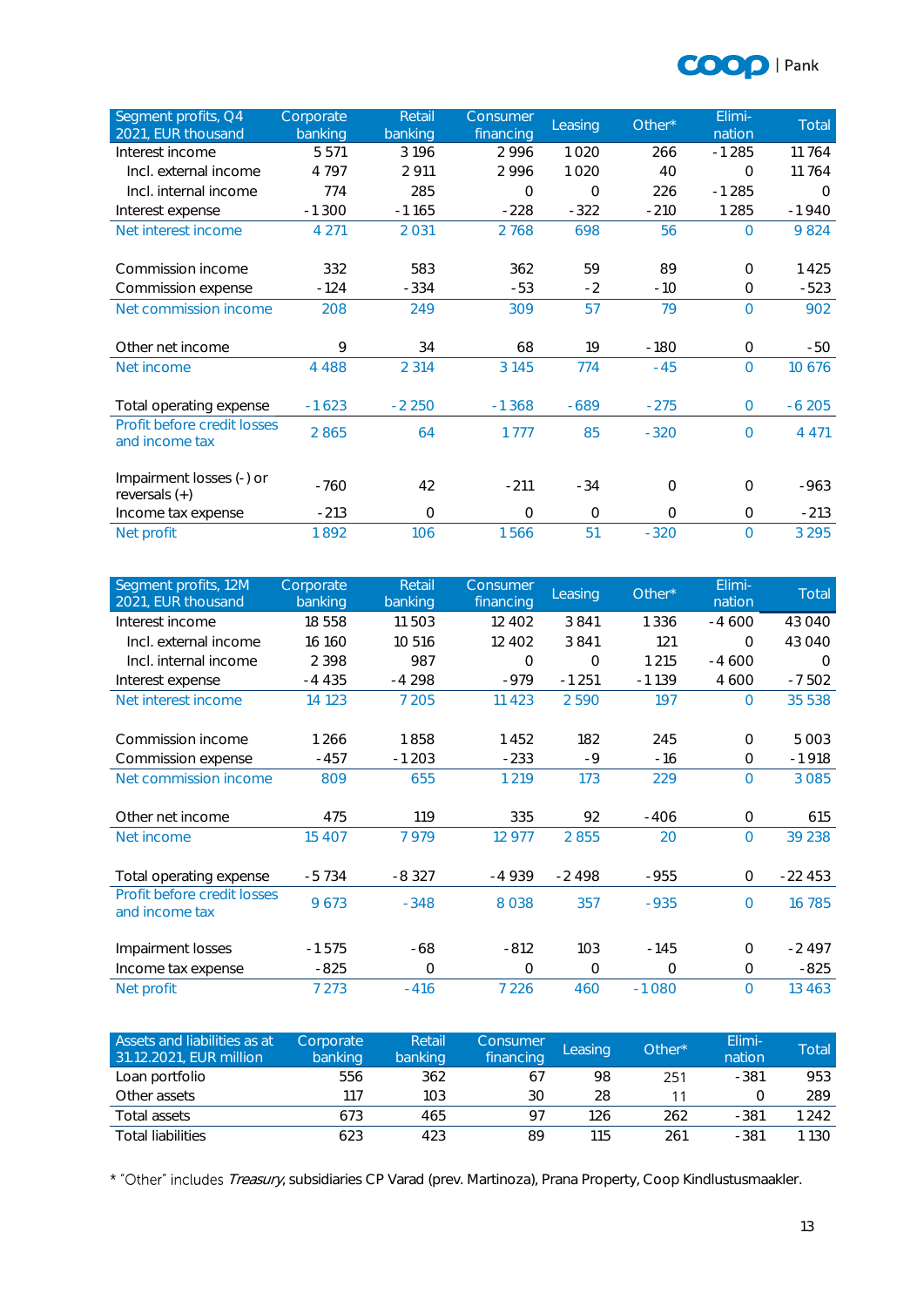| Segment profits, Q4 2021, EUR thousand | Corporate banking | Retail banking | Consumer financing | Leasing | Other* | Elimi-nation | Total |
|---|---|---|---|---|---|---|---|
| Interest income | 5 571 | 3 196 | 2 996 | 1 020 | 266 | - 1 285 | 11 764 |
| Incl. external income | 4 797 | 2 911 | 2 996 | 1 020 | 40 | 0 | 11 764 |
| Incl. internal income | 774 | 285 | 0 | 0 | 226 | - 1 285 | 0 |
| Interest expense | - 1 300 | - 1 165 | - 228 | - 322 | - 210 | 1 285 | - 1 940 |
| Net interest income | 4 271 | 2 031 | 2 768 | 698 | 56 | 0 | 9 824 |
| | | | | | | | |
| Commission income | 332 | 583 | 362 | 59 | 89 | 0 | 1 425 |
| Commission expense | - 124 | - 334 | - 53 | - 2 | - 10 | 0 | - 523 |
| Net commission income | 208 | 249 | 309 | 57 | 79 | 0 | 902 |
| | | | | | | | |
| Other net income | 9 | 34 | 68 | 19 | - 180 | 0 | - 50 |
| Net income | 4 488 | 2 314 | 3 145 | 774 | - 45 | 0 | 10 676 |
| | | | | | | | |
| Total operating expense | - 1 623 | - 2 250 | - 1 368 | - 689 | - 275 | 0 | - 6 205 |
| Profit before credit losses and income tax | 2 865 | 64 | 1 777 | 85 | - 320 | 0 | 4 471 |
| | | | | | | | |
| Impairment losses (-) or reversals (+) | - 760 | 42 | - 211 | - 34 | 0 | 0 | - 963 |
| Income tax expense | - 213 | 0 | 0 | 0 | 0 | 0 | - 213 |
| Net profit | 1 892 | 106 | 1 566 | 51 | - 320 | 0 | 3 295 |

| Segment profits, 12M 2021, EUR thousand | Corporate banking | Retail banking | Consumer financing | Leasing | Other* | Elimi-nation | Total |
|---|---|---|---|---|---|---|---|
| Interest income | 18 558 | 11 503 | 12 402 | 3 841 | 1 336 | - 4 600 | 43 040 |
| Incl. external income | 16 160 | 10 516 | 12 402 | 3 841 | 121 | 0 | 43 040 |
| Incl. internal income | 2 398 | 987 | 0 | 0 | 1 215 | - 4 600 | 0 |
| Interest expense | - 4 435 | - 4 298 | - 979 | - 1 251 | - 1 139 | 4 600 | - 7 502 |
| Net interest income | 14 123 | 7 205 | 11 423 | 2 590 | 197 | 0 | 35 538 |
| | | | | | | | |
| Commission income | 1 266 | 1 858 | 1 452 | 182 | 245 | 0 | 5 003 |
| Commission expense | - 457 | - 1 203 | - 233 | - 9 | - 16 | 0 | - 1 918 |
| Net commission income | 809 | 655 | 1 219 | 173 | 229 | 0 | 3 085 |
| | | | | | | | |
| Other net income | 475 | 119 | 335 | 92 | - 406 | 0 | 615 |
| Net income | 15 407 | 7 979 | 12 977 | 2 855 | 20 | 0 | 39 238 |
| | | | | | | | |
| Total operating expense | - 5 734 | - 8 327 | - 4 939 | - 2 498 | - 955 | 0 | - 22 453 |
| Profit before credit losses and income tax | 9 673 | - 348 | 8 038 | 357 | - 935 | 0 | 16 785 |
| | | | | | | | |
| Impairment losses | - 1 575 | - 68 | - 812 | 103 | - 145 | 0 | - 2 497 |
| Income tax expense | - 825 | 0 | 0 | 0 | 0 | 0 | - 825 |
| Net profit | 7 273 | - 416 | 7 226 | 460 | - 1 080 | 0 | 13 463 |

| Assets and liabilities as at 31.12.2021, EUR million | Corporate banking | Retail banking | Consumer financing | Leasing | Other* | Elimi-nation | Total |
|---|---|---|---|---|---|---|---|
| Loan portfolio | 556 | 362 | 67 | 98 | 251 | - 381 | 953 |
| Other assets | 117 | 103 | 30 | 28 | 11 | 0 | 289 |
| Total assets | 673 | 465 | 97 | 126 | 262 | - 381 | 1 242 |
| Total liabilities | 623 | 423 | 89 | 115 | 261 | - 381 | 1 130 |

* "Other" includes *Treasury*, subsidiaries CP Varad (prev. Martinoza), Prana Property, Coop Kindlustusmaakler.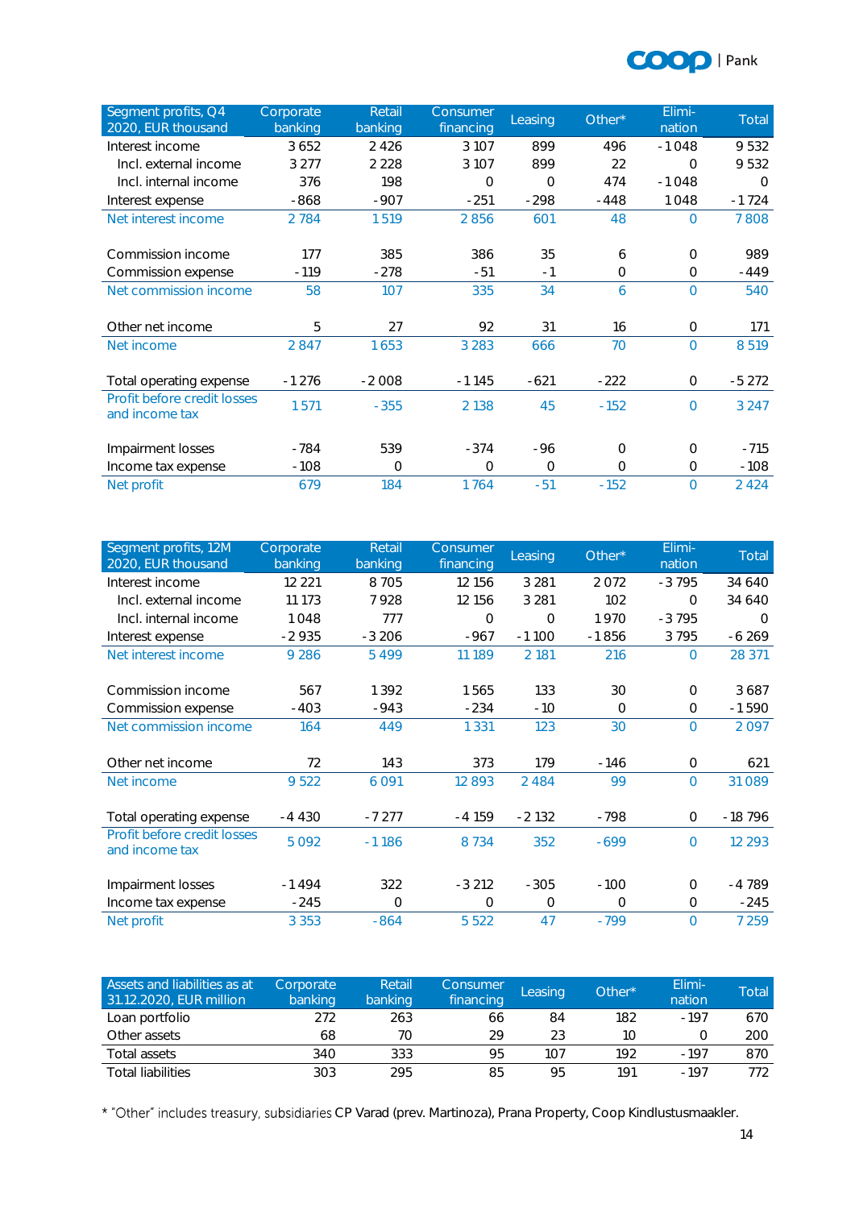| Segment profits, Q4 2020, EUR thousand | Corporate banking | Retail banking | Consumer financing | Leasing | Other* | Elimi-nation | Total |
|---|---|---|---|---|---|---|---|
| Interest income | 3 652 | 2 426 | 3 107 | 899 | 496 | - 1 048 | 9 532 |
| Incl. external income | 3 277 | 2 228 | 3 107 | 899 | 22 | 0 | 9 532 |
| Incl. internal income | 376 | 198 | 0 | 0 | 474 | - 1 048 | 0 |
| Interest expense | - 868 | - 907 | - 251 | - 298 | - 448 | 1 048 | - 1 724 |
| Net interest income | 2 784 | 1 519 | 2 856 | 601 | 48 | 0 | 7 808 |
| | | | | | | | |
| Commission income | 177 | 385 | 386 | 35 | 6 | 0 | 989 |
| Commission expense | - 119 | - 278 | - 51 | - 1 | 0 | 0 | - 449 |
| Net commission income | 58 | 107 | 335 | 34 | 6 | 0 | 540 |
| | | | | | | | |
| Other net income | 5 | 27 | 92 | 31 | 16 | 0 | 171 |
| Net income | 2 847 | 1 653 | 3 283 | 666 | 70 | 0 | 8 519 |
| | | | | | | | |
| Total operating expense | - 1 276 | - 2 008 | - 1 145 | - 621 | - 222 | 0 | - 5 272 |
| Profit before credit losses and income tax | 1 571 | - 355 | 2 138 | 45 | - 152 | 0 | 3 247 |
| | | | | | | | |
| Impairment losses | - 784 | 539 | - 374 | - 96 | 0 | 0 | - 715 |
| Income tax expense | - 108 | 0 | 0 | 0 | 0 | 0 | - 108 |
| Net profit | 679 | 184 | 1 764 | - 51 | - 152 | 0 | 2 424 |

| Segment profits, 12M 2020, EUR thousand | Corporate banking | Retail banking | Consumer financing | Leasing | Other* | Elimi-nation | Total |
|---|---|---|---|---|---|---|---|
| Interest income | 12 221 | 8 705 | 12 156 | 3 281 | 2 072 | - 3 795 | 34 640 |
| Incl. external income | 11 173 | 7 928 | 12 156 | 3 281 | 102 | 0 | 34 640 |
| Incl. internal income | 1 048 | 777 | 0 | 0 | 1 970 | - 3 795 | 0 |
| Interest expense | - 2 935 | - 3 206 | - 967 | - 1 100 | - 1 856 | 3 795 | - 6 269 |
| Net interest income | 9 286 | 5 499 | 11 189 | 2 181 | 216 | 0 | 28 371 |
| | | | | | | | |
| Commission income | 567 | 1 392 | 1 565 | 133 | 30 | 0 | 3 687 |
| Commission expense | - 403 | - 943 | - 234 | - 10 | 0 | 0 | - 1 590 |
| Net commission income | 164 | 449 | 1 331 | 123 | 30 | 0 | 2 097 |
| | | | | | | | |
| Other net income | 72 | 143 | 373 | 179 | - 146 | 0 | 621 |
| Net income | 9 522 | 6 091 | 12 893 | 2 484 | 99 | 0 | 31 089 |
| | | | | | | | |
| Total operating expense | - 4 430 | - 7 277 | - 4 159 | - 2 132 | - 798 | 0 | - 18 796 |
| Profit before credit losses and income tax | 5 092 | - 1 186 | 8 734 | 352 | - 699 | 0 | 12 293 |
| | | | | | | | |
| Impairment losses | - 1 494 | 322 | - 3 212 | - 305 | - 100 | 0 | - 4 789 |
| Income tax expense | - 245 | 0 | 0 | 0 | 0 | 0 | - 245 |
| Net profit | 3 353 | - 864 | 5 522 | 47 | - 799 | 0 | 7 259 |

| Assets and liabilities as at 31.12.2020, EUR million | Corporate banking | Retail banking | Consumer financing | Leasing | Other* | Elimi-nation | Total |
|---|---|---|---|---|---|---|---|
| Loan portfolio | 272 | 263 | 66 | 84 | 182 | - 197 | 670 |
| Other assets | 68 | 70 | 29 | 23 | 10 | 0 | 200 |
| Total assets | 340 | 333 | 95 | 107 | 192 | - 197 | 870 |
| Total liabilities | 303 | 295 | 85 | 95 | 191 | - 197 | 772 |

* "Other" includes treasury, subsidiaries CP Varad (prev. Martinoza), Prana Property, Coop Kindlustusmaakler.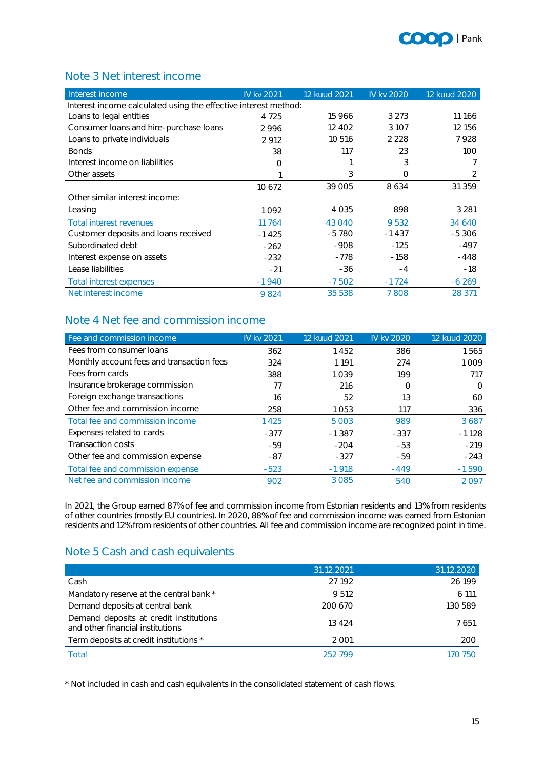## Note 3 Net interest income

| Interest income | IV kv 2021 | 12 kuud 2021 | IV kv 2020 | 12 kuud 2020 |
|---|---|---|---|---|
| Interest income calculated using the effective interest method: | | | | |
| Loans to legal entities | 4 725 | 15 966 | 3 273 | 11 166 |
| Consumer loans and hire-purchase loans | 2 996 | 12 402 | 3 107 | 12 156 |
| Loans to private individuals | 2 912 | 10 516 | 2 228 | 7 928 |
| Bonds | 38 | 117 | 23 | 100 |
| Interest income on liabilities | 0 | 1 | 3 | 7 |
| Other assets | 1 | 3 | 0 | 2 |
| | 10 672 | 39 005 | 8 634 | 31 359 |
| Other similar interest income: | | | | |
| Leasing | 1 092 | 4 035 | 898 | 3 281 |
| Total interest revenues | 11 764 | 43 040 | 9 532 | 34 640 |
| Customer deposits and loans received | -1 425 | -5 780 | -1 437 | -5 306 |
| Subordinated debt | -262 | -908 | -125 | -497 |
| Interest expense on assets | -232 | -778 | -158 | -448 |
| Lease liabilities | -21 | -36 | -4 | -18 |
| Total interest expenses | -1 940 | -7 502 | -1 724 | -6 269 |
| Net interest income | 9 824 | 35 538 | 7 808 | 28 371 |

## Note 4 Net fee and commission income

| Fee and commission income | IV kv 2021 | 12 kuud 2021 | IV kv 2020 | 12 kuud 2020 |
|---|---|---|---|---|
| Fees from consumer loans | 362 | 1 452 | 386 | 1 565 |
| Monthly account fees and transaction fees | 324 | 1 191 | 274 | 1 009 |
| Fees from cards | 388 | 1 039 | 199 | 717 |
| Insurance brokerage commission | 77 | 216 | 0 | 0 |
| Foreign exchange transactions | 16 | 52 | 13 | 60 |
| Other fee and commission income | 258 | 1 053 | 117 | 336 |
| Total fee and commission income | 1 425 | 5 003 | 989 | 3 687 |
| Expenses related to cards | -377 | -1 387 | -337 | -1 128 |
| Transaction costs | -59 | -204 | -53 | -219 |
| Other fee and commission expense | -87 | -327 | -59 | -243 |
| Total fee and commission expense | -523 | -1 918 | -449 | -1 590 |
| Net fee and commission income | 902 | 3 085 | 540 | 2 097 |

In 2021, the Group earned 87% of fee and commission income from Estonian residents and 13% from residents of other countries (mostly EU countries). In 2020, 88% of fee and commission income was earned from Estonian residents and 12% from residents of other countries. All fee and commission income are recognized point in time.

## Note 5 Cash and cash equivalents

| | 31.12.2021 | 31.12.2020 |
|---|---|---|
| Cash | 27 192 | 26 199 |
| Mandatory reserve at the central bank * | 9 512 | 6 111 |
| Demand deposits at central bank | 200 670 | 130 589 |
| Demand deposits at credit institutions and other financial institutions | 13 424 | 7 651 |
| Term deposits at credit institutions * | 2 001 | 200 |
| Total | 252 799 | 170 750 |

* Not included in cash and cash equivalents in the consolidated statement of cash flows.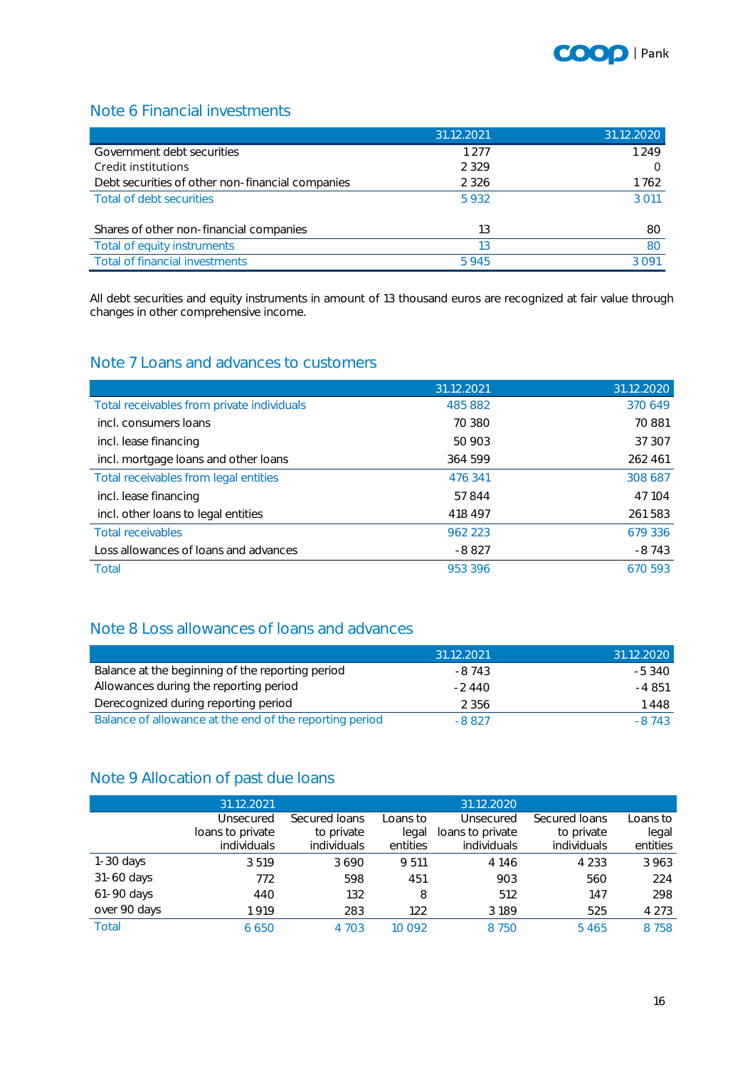## Note 6 Financial investments

| | 31.12.2021 | 31.12.2020 |
|---|---|---|
| Government debt securities | 1 277 | 1 249 |
| Credit institutions | 2 329 | 0 |
| Debt securities of other non-financial companies | 2 326 | 1 762 |
| Total of debt securities | 5 932 | 3 011 |
| | | |
| Shares of other non-financial companies | 13 | 80 |
| Total of equity instruments | 13 | 80 |
| Total of financial investments | 5 945 | 3 091 |

All debt securities and equity instruments in amount of 13 thousand euros are recognized at fair value through changes in other comprehensive income.

## Note 7 Loans and advances to customers

| | 31.12.2021 | 31.12.2020 |
|---|---|---|
| Total receivables from private individuals | 485 882 | 370 649 |
| incl. consumers loans | 70 380 | 70 881 |
| incl. lease financing | 50 903 | 37 307 |
| incl. mortgage loans and other loans | 364 599 | 262 461 |
| Total receivables from legal entities | 476 341 | 308 687 |
| incl. lease financing | 57 844 | 47 104 |
| incl. other loans to legal entities | 418 497 | 261 583 |
| Total receivables | 962 223 | 679 336 |
| Loss allowances of loans and advances | -8 827 | -8 743 |
| Total | 953 396 | 670 593 |

## Note 8 Loss allowances of loans and advances

| | 31.12.2021 | 31.12.2020 |
|---|---|---|
| Balance at the beginning of the reporting period | -8 743 | -5 340 |
| Allowances during the reporting period | -2 440 | -4 851 |
| Derecognized during reporting period | 2 356 | 1 448 |
| Balance of allowance at the end of the reporting period | -8 827 | -8 743 |

## Note 9 Allocation of past due loans

| | 31.12.2021 | | | 31.12.2020 | | |
|---|---|---|---|---|---|---|
| | Unsecured loans to private individuals | Secured loans to private individuals | Loans to legal entities | Unsecured loans to private individuals | Secured loans to private individuals | Loans to legal entities |
| 1-30 days | 3 519 | 3 690 | 9 511 | 4 146 | 4 233 | 3 963 |
| 31-60 days | 772 | 598 | 451 | 903 | 560 | 224 |
| 61-90 days | 440 | 132 | 8 | 512 | 147 | 298 |
| over 90 days | 1 919 | 283 | 122 | 3 189 | 525 | 4 273 |
| Total | 6 650 | 4 703 | 10 092 | 8 750 | 5 465 | 8 758 |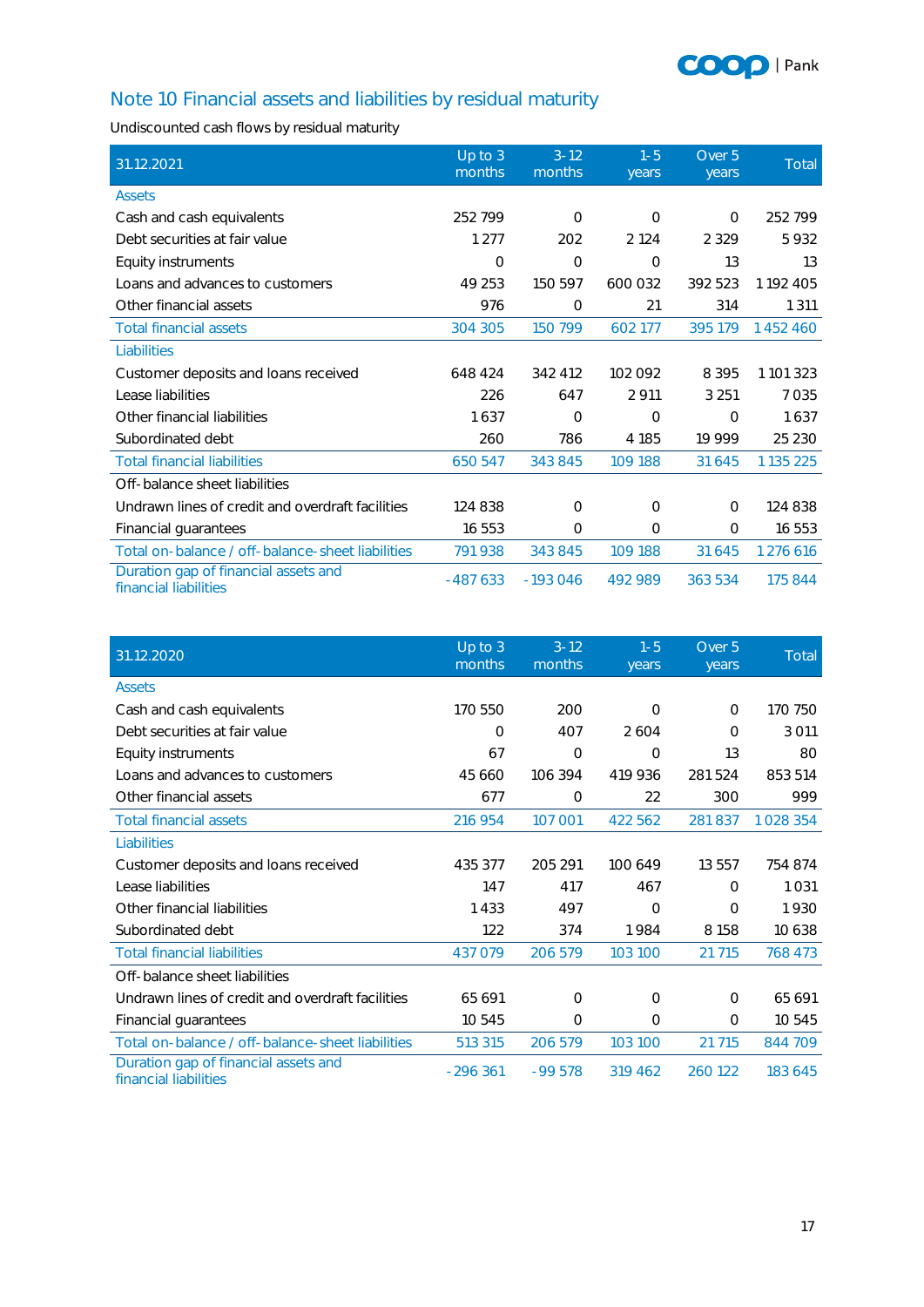## Note 10 Financial assets and liabilities by residual maturity

Undiscounted cash flows by residual maturity

| 31.12.2021 | Up to 3 months | 3-12 months | 1-5 years | Over 5 years | Total |
|---|---|---|---|---|---|
| Assets | | | | | |
| Cash and cash equivalents | 252 799 | 0 | 0 | 0 | 252 799 |
| Debt securities at fair value | 1 277 | 202 | 2 124 | 2 329 | 5 932 |
| Equity instruments | 0 | 0 | 0 | 13 | 13 |
| Loans and advances to customers | 49 253 | 150 597 | 600 032 | 392 523 | 1 192 405 |
| Other financial assets | 976 | 0 | 21 | 314 | 1 311 |
| Total financial assets | 304 305 | 150 799 | 602 177 | 395 179 | 1 452 460 |
| Liabilities | | | | | |
| Customer deposits and loans received | 648 424 | 342 412 | 102 092 | 8 395 | 1 101 323 |
| Lease liabilities | 226 | 647 | 2 911 | 3 251 | 7 035 |
| Other financial liabilities | 1 637 | 0 | 0 | 0 | 1 637 |
| Subordinated debt | 260 | 786 | 4 185 | 19 999 | 25 230 |
| Total financial liabilities | 650 547 | 343 845 | 109 188 | 31 645 | 1 135 225 |
| Off-balance sheet liabilities | | | | | |
| Undrawn lines of credit and overdraft facilities | 124 838 | 0 | 0 | 0 | 124 838 |
| Financial guarantees | 16 553 | 0 | 0 | 0 | 16 553 |
| Total on-balance / off-balance-sheet liabilities | 791 938 | 343 845 | 109 188 | 31 645 | 1 276 616 |
| Duration gap of financial assets and financial liabilities | -487 633 | -193 046 | 492 989 | 363 534 | 175 844 |

| 31.12.2020 | Up to 3 months | 3-12 months | 1-5 years | Over 5 years | Total |
|---|---|---|---|---|---|
| Assets | | | | | |
| Cash and cash equivalents | 170 550 | 200 | 0 | 0 | 170 750 |
| Debt securities at fair value | 0 | 407 | 2 604 | 0 | 3 011 |
| Equity instruments | 67 | 0 | 0 | 13 | 80 |
| Loans and advances to customers | 45 660 | 106 394 | 419 936 | 281 524 | 853 514 |
| Other financial assets | 677 | 0 | 22 | 300 | 999 |
| Total financial assets | 216 954 | 107 001 | 422 562 | 281 837 | 1 028 354 |
| Liabilities | | | | | |
| Customer deposits and loans received | 435 377 | 205 291 | 100 649 | 13 557 | 754 874 |
| Lease liabilities | 147 | 417 | 467 | 0 | 1 031 |
| Other financial liabilities | 1 433 | 497 | 0 | 0 | 1 930 |
| Subordinated debt | 122 | 374 | 1 984 | 8 158 | 10 638 |
| Total financial liabilities | 437 079 | 206 579 | 103 100 | 21 715 | 768 473 |
| Off-balance sheet liabilities | | | | | |
| Undrawn lines of credit and overdraft facilities | 65 691 | 0 | 0 | 0 | 65 691 |
| Financial guarantees | 10 545 | 0 | 0 | 0 | 10 545 |
| Total on-balance / off-balance-sheet liabilities | 513 315 | 206 579 | 103 100 | 21 715 | 844 709 |
| Duration gap of financial assets and financial liabilities | -296 361 | -99 578 | 319 462 | 260 122 | 183 645 |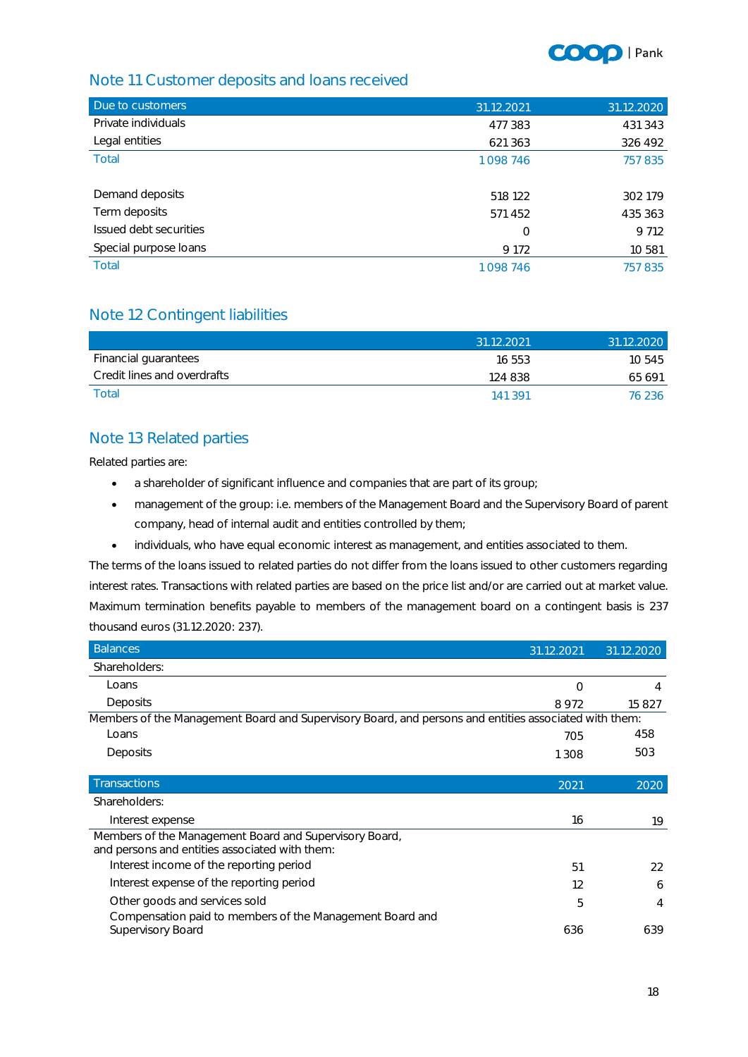## Note 11 Customer deposits and loans received

| Due to customers | 31.12.2021 | 31.12.2020 |
|---|---|---|
| Private individuals | 477 383 | 431 343 |
| Legal entities | 621 363 | 326 492 |
| Total | 1 098 746 | 757 835 |
| | | |
| Demand deposits | 518 122 | 302 179 |
| Term deposits | 571 452 | 435 363 |
| Issued debt securities | 0 | 9 712 |
| Special purpose loans | 9 172 | 10 581 |
| Total | 1 098 746 | 757 835 |

## Note 12 Contingent liabilities

| | 31.12.2021 | 31.12.2020 |
|---|---|---|
| Financial guarantees | 16 553 | 10 545 |
| Credit lines and overdrafts | 124 838 | 65 691 |
| Total | 141 391 | 76 236 |

## Note 13 Related parties

Related parties are:

- a shareholder of significant influence and companies that are part of its group;
- management of the group: i.e. members of the Management Board and the Supervisory Board of parent company, head of internal audit and entities controlled by them;
- individuals, who have equal economic interest as management, and entities associated to them.

The terms of the loans issued to related parties do not differ from the loans issued to other customers regarding interest rates. Transactions with related parties are based on the price list and/or are carried out at market value. Maximum termination benefits payable to members of the management board on a contingent basis is 237 thousand euros (31.12.2020: 237).

| Balances | 31.12.2021 | 31.12.2020 |
|---|---|---|
| Shareholders: | | |
| Loans | 0 | 4 |
| Deposits | 8 972 | 15 827 |
| Members of the Management Board and Supervisory Board, and persons and entities associated with them: | | |
| Loans | 705 | 458 |
| Deposits | 1 308 | 503 |

| Transactions | 2021 | 2020 |
|---|---|---|
| Shareholders: | | |
| Interest expense | 16 | 19 |
| Members of the Management Board and Supervisory Board, and persons and entities associated with them: | | |
| Interest income of the reporting period | 51 | 22 |
| Interest expense of the reporting period | 12 | 6 |
| Other goods and services sold | 5 | 4 |
| Compensation paid to members of the Management Board and Supervisory Board | 636 | 639 |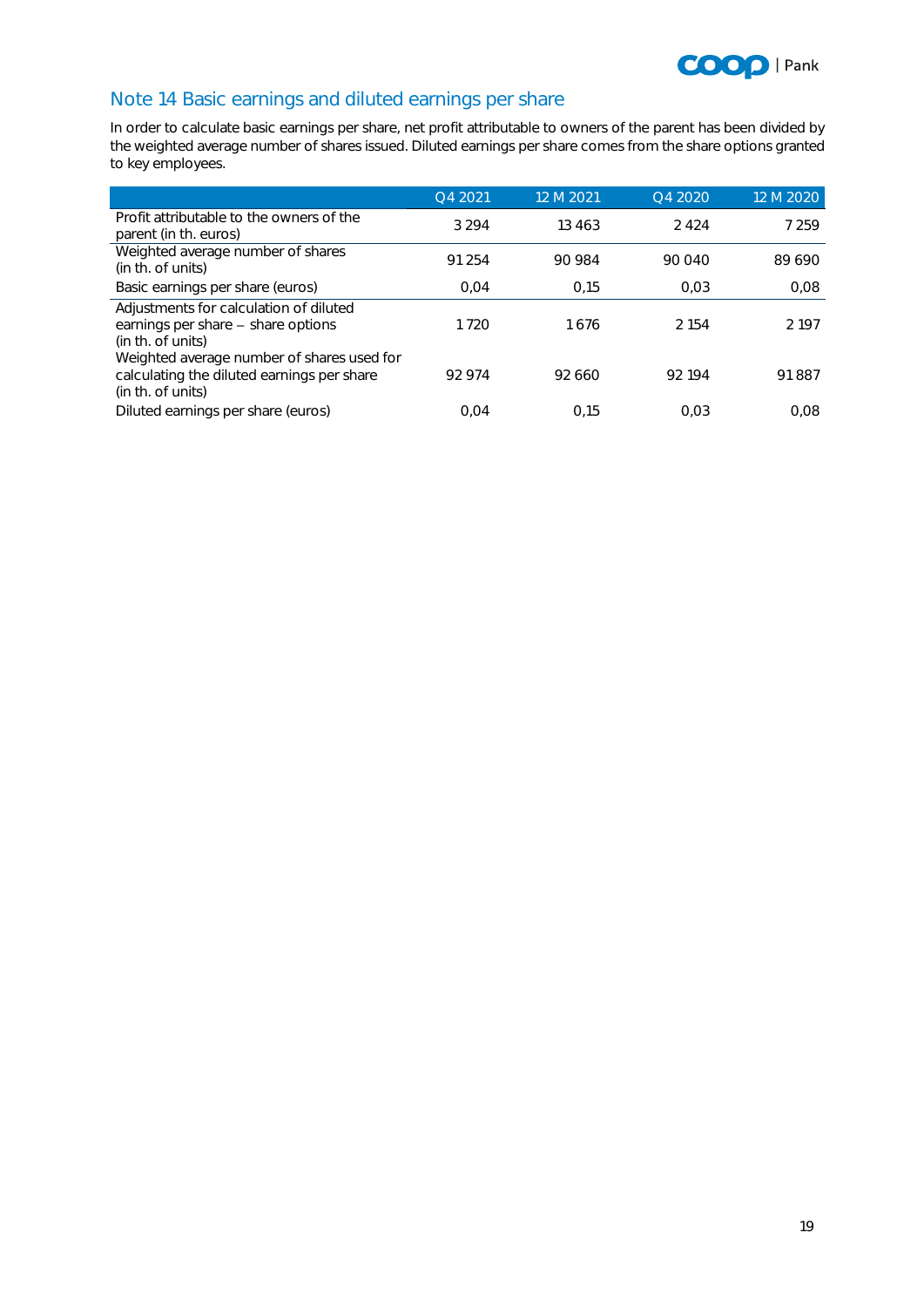## Note 14 Basic earnings and diluted earnings per share

In order to calculate basic earnings per share, net profit attributable to owners of the parent has been divided by the weighted average number of shares issued. Diluted earnings per share comes from the share options granted to key employees.

| | Q4 2021 | 12 M 2021 | Q4 2020 | 12 M 2020 |
|---|---|---|---|---|
| Profit attributable to the owners of the parent (in th. euros) | 3 294 | 13 463 | 2 424 | 7 259 |
| Weighted average number of shares (in th. of units) | 91 254 | 90 984 | 90 040 | 89 690 |
| Basic earnings per share (euros) | 0,04 | 0,15 | 0,03 | 0,08 |
| Adjustments for calculation of diluted earnings per share – share options (in th. of units) | 1 720 | 1 676 | 2 154 | 2 197 |
| Weighted average number of shares used for calculating the diluted earnings per share (in th. of units) | 92 974 | 92 660 | 92 194 | 91 887 |
| Diluted earnings per share (euros) | 0,04 | 0,15 | 0,03 | 0,08 |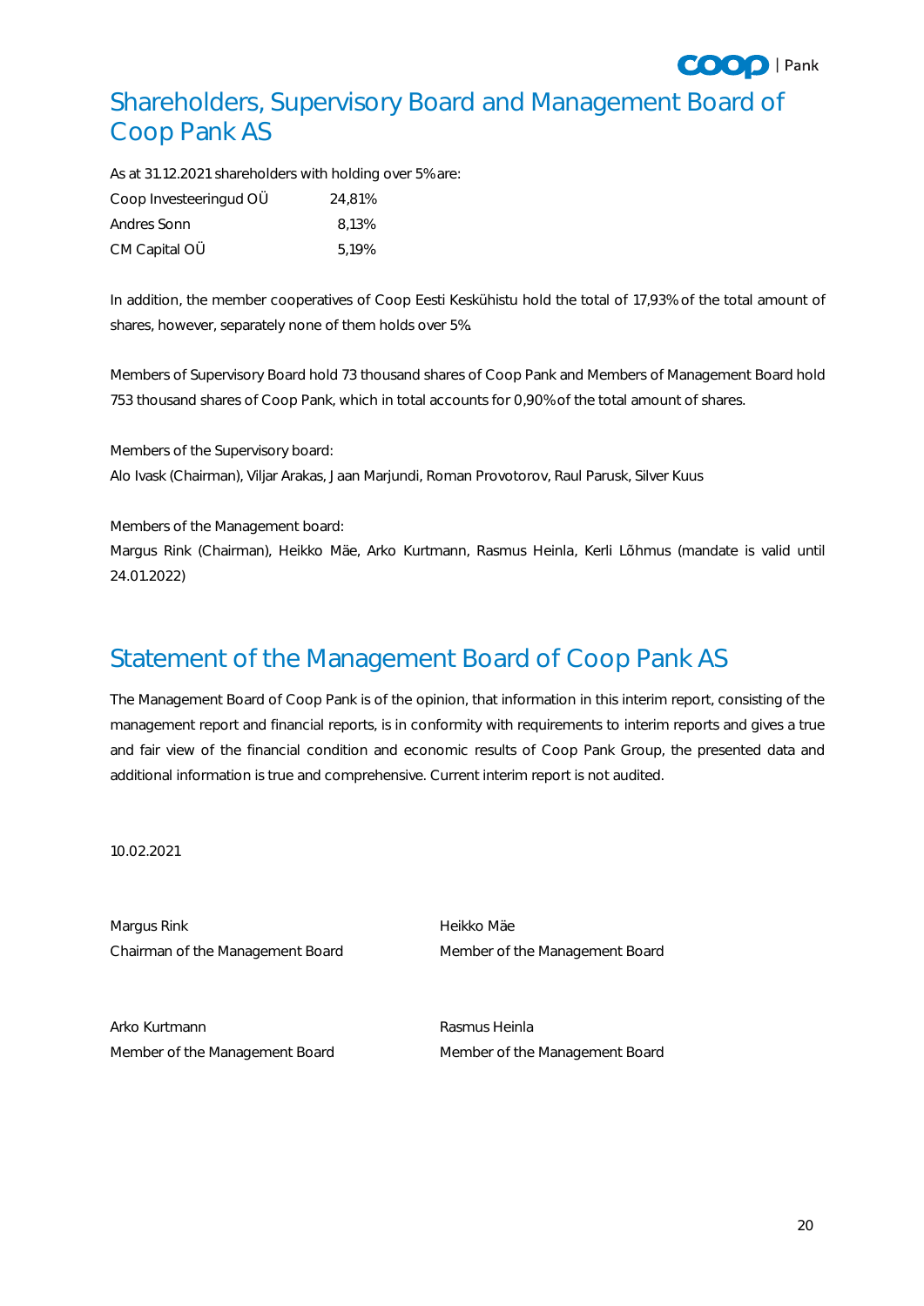# Shareholders, Supervisory Board and Management Board of Coop Pank AS

As at 31.12.2021 shareholders with holding over 5% are:

| | |
|---|---|
| Coop Investeeringud OÜ | 24,81% |
| Andres Sonn | 8,13% |
| CM Capital OÜ | 5,19% |

In addition, the member cooperatives of Coop Eesti Keskühistu hold the total of 17,93% of the total amount of shares, however, separately none of them holds over 5%.

Members of Supervisory Board hold 73 thousand shares of Coop Pank and Members of Management Board hold 753 thousand shares of Coop Pank, which in total accounts for 0,90% of the total amount of shares.

Members of the Supervisory board:
Alo Ivask (Chairman), Viljar Arakas, Jaan Marjundi, Roman Provotorov, Raul Parusk, Silver Kuus

Members of the Management board:
Margus Rink (Chairman), Heikko Mäe, Arko Kurtmann, Rasmus Heinla, Kerli Lõhmus (mandate is valid until 24.01.2022)

# Statement of the Management Board of Coop Pank AS

The Management Board of Coop Pank is of the opinion, that information in this interim report, consisting of the management report and financial reports, is in conformity with requirements to interim reports and gives a true and fair view of the financial condition and economic results of Coop Pank Group, the presented data and additional information is true and comprehensive. Current interim report is not audited.

10.02.2021

Margus Rink
Chairman of the Management Board

Heikko Mäe
Member of the Management Board

Arko Kurtmann
Member of the Management Board

Rasmus Heinla
Member of the Management Board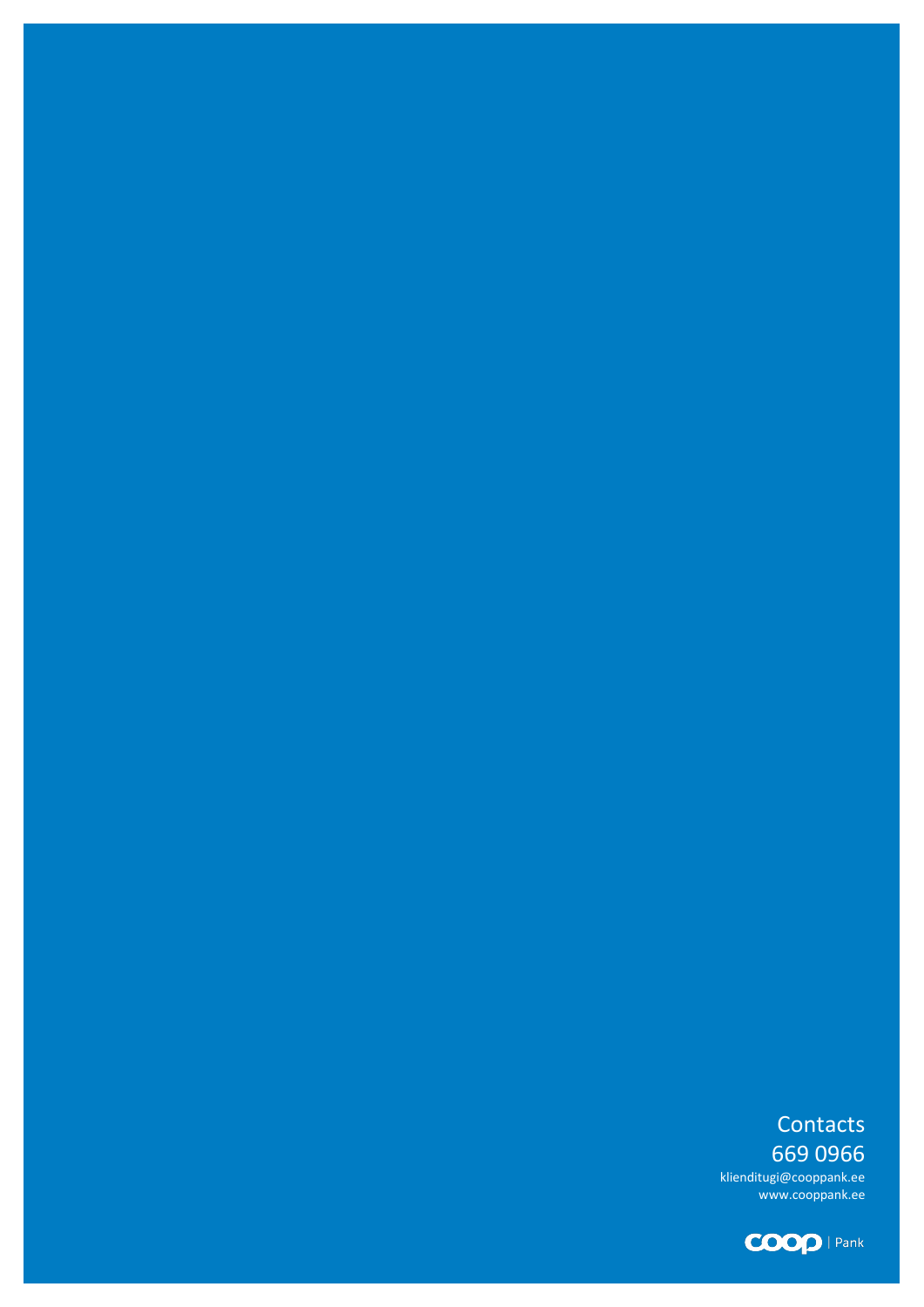Contacts

669 0966

klienditugi@cooppank.ee

www.cooppank.ee

COOP | Pank